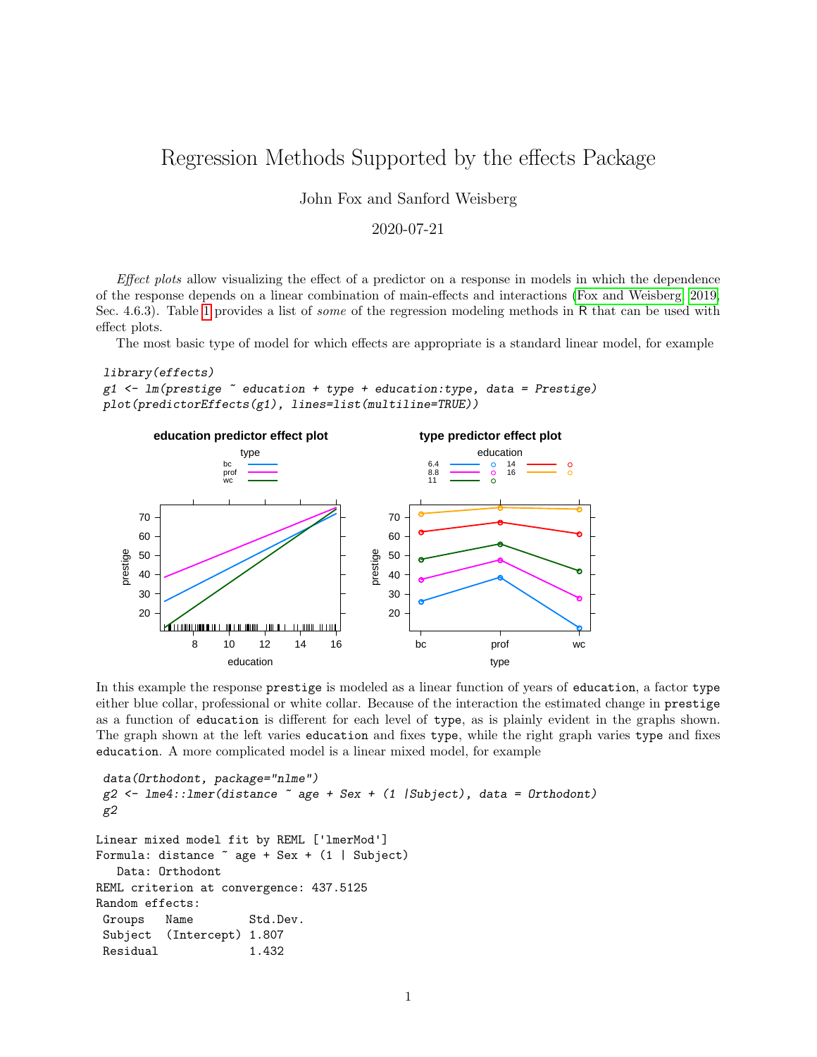# Regression Methods Supported by the effects Package

John Fox and Sanford Weisberg

2020-07-21

*Effect plots* allow visualizing the effect of a predictor on a response in models in which the dependence of the response depends on a linear combination of main-effects and interactions (Fox and Weisberg, 2019, Sec. 4.6.3). Table 1 provides a list of *some* of the regression modeling methods in R that can be used with effect plots.

The most basic type of model for which effects are appropriate is a standard linear model, for example

```
library(effects)
g1 <- lm(prestige ~ education + type + education:type, data = Prestige)
plot(predictorEffects(g1), lines=list(multiline=TRUE))
```

In this example the response `prestige` is modeled as a linear function of years of `education`, a factor `type` either blue collar, professional or white collar. Because of the interaction the estimated change in `prestige` as a function of `education` is different for each level of `type`, as is plainly evident in the graphs shown. The graph shown at the left varies `education` and fixes `type`, while the right graph varies `type` and fixes `education`. A more complicated model is a linear mixed model, for example

```
data(Orthodont, package="nlme")
g2 <- lme4::lmer(distance ~ age + Sex + (1 |Subject), data = Orthodont)
g2
```

```
Linear mixed model fit by REML ['lmerMod']
Formula: distance ~ age + Sex + (1 | Subject)
   Data: Orthodont
REML criterion at convergence: 437.5125
Random effects:
 Groups   Name        Std.Dev.
 Subject  (Intercept) 1.807
 Residual             1.432
```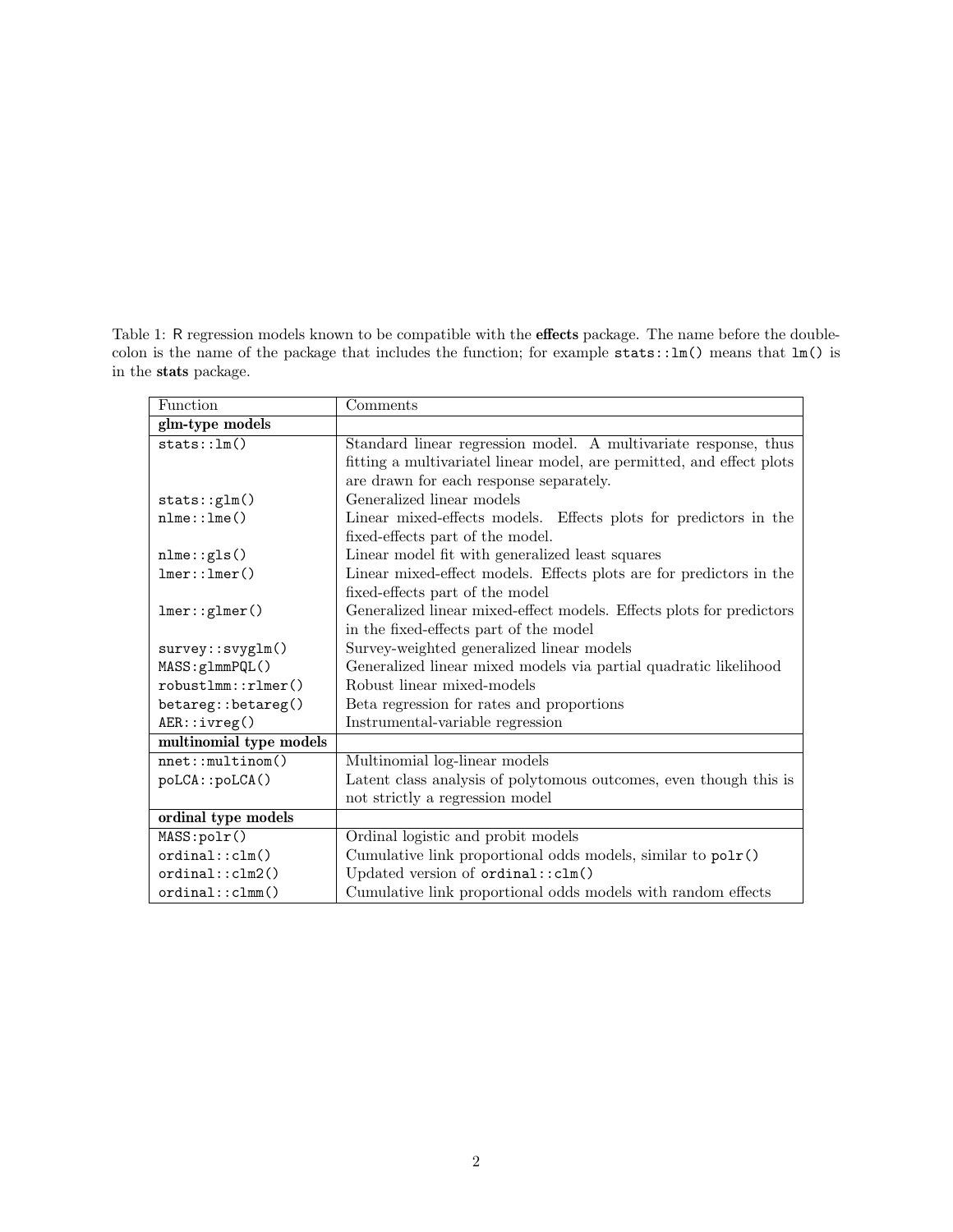Table 1: R regression models known to be compatible with the **effects** package. The name before the double-colon is the name of the package that includes the function; for example `stats::lm()` means that `lm()` is in the **stats** package.

| Function | Comments |
|---|---|
| **glm-type models** | |
| `stats::lm()` | Standard linear regression model. A multivariate response, thus fitting a multivariatel linear model, are permitted, and effect plots are drawn for each response separately. |
| `stats::glm()` | Generalized linear models |
| `nlme::lme()` | Linear mixed-effects models. Effects plots for predictors in the fixed-effects part of the model. |
| `nlme::gls()` | Linear model fit with generalized least squares |
| `lmer::lmer()` | Linear mixed-effect models. Effects plots are for predictors in the fixed-effects part of the model |
| `lmer::glmer()` | Generalized linear mixed-effect models. Effects plots for predictors in the fixed-effects part of the model |
| `survey::svyglm()` | Survey-weighted generalized linear models |
| `MASS:glmmPQL()` | Generalized linear mixed models via partial quadratic likelihood |
| `robustlmm::rlmer()` | Robust linear mixed-models |
| `betareg::betareg()` | Beta regression for rates and proportions |
| `AER::ivreg()` | Instrumental-variable regression |
| **multinomial type models** | |
| `nnet::multinom()` | Multinomial log-linear models |
| `poLCA::poLCA()` | Latent class analysis of polytomous outcomes, even though this is not strictly a regression model |
| **ordinal type models** | |
| `MASS:polr()` | Ordinal logistic and probit models |
| `ordinal::clm()` | Cumulative link proportional odds models, similar to `polr()` |
| `ordinal::clm2()` | Updated version of `ordinal::clm()` |
| `ordinal::clmm()` | Cumulative link proportional odds models with random effects |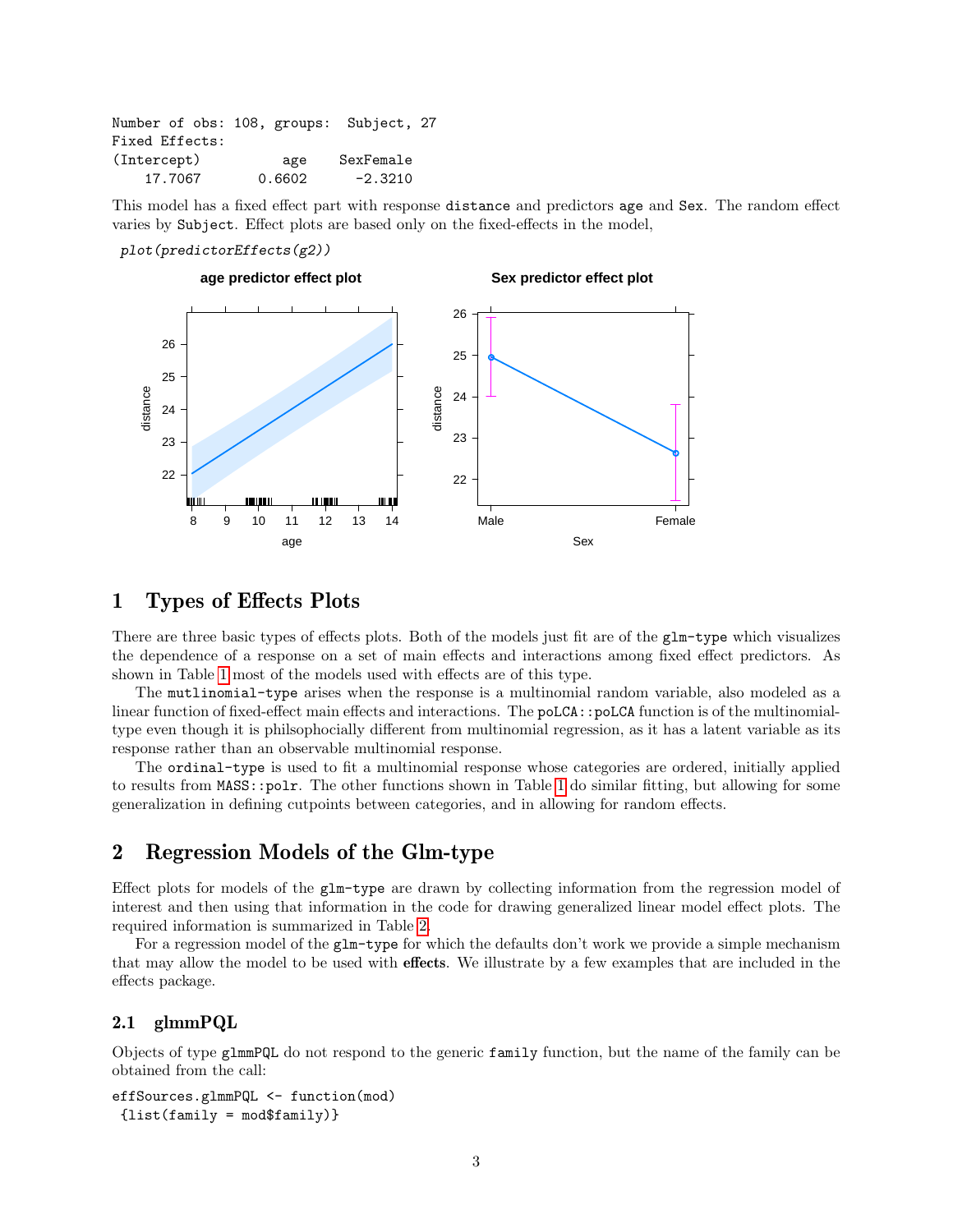```
Number of obs: 108, groups:  Subject, 27
Fixed Effects:
(Intercept)          age    SexFemale
    17.7067       0.6602      -2.3210
```

This model has a fixed effect part with response `distance` and predictors `age` and `Sex`. The random effect varies by `Subject`. Effect plots are based only on the fixed-effects in the model,

```
plot(predictorEffects(g2))
```

# 1 Types of Effects Plots

There are three basic types of effects plots. Both of the models just fit are of the `glm-type` which visualizes the dependence of a response on a set of main effects and interactions among fixed effect predictors. As shown in Table 1 most of the models used with effects are of this type.

The `mutlinomial-type` arises when the response is a multinomial random variable, also modeled as a linear function of fixed-effect main effects and interactions. The `poLCA::poLCA` function is of the multinomial-type even though it is philsophocially different from multinomial regression, as it has a latent variable as its response rather than an observable multinomial response.

The `ordinal-type` is used to fit a multinomial response whose categories are ordered, initially applied to results from `MASS::polr`. The other functions shown in Table 1 do similar fitting, but allowing for some generalization in defining cutpoints between categories, and in allowing for random effects.

# 2 Regression Models of the Glm-type

Effect plots for models of the `glm-type` are drawn by collecting information from the regression model of interest and then using that information in the code for drawing generalized linear model effect plots. The required information is summarized in Table 2.

For a regression model of the `glm-type` for which the defaults don't work we provide a simple mechanism that may allow the model to be used with **effects**. We illustrate by a few examples that are included in the effects package.

## 2.1 glmmPQL

Objects of type `glmmPQL` do not respond to the generic `family` function, but the name of the family can be obtained from the call:

```
effSources.glmmPQL <- function(mod)
 {list(family = mod$family)}
```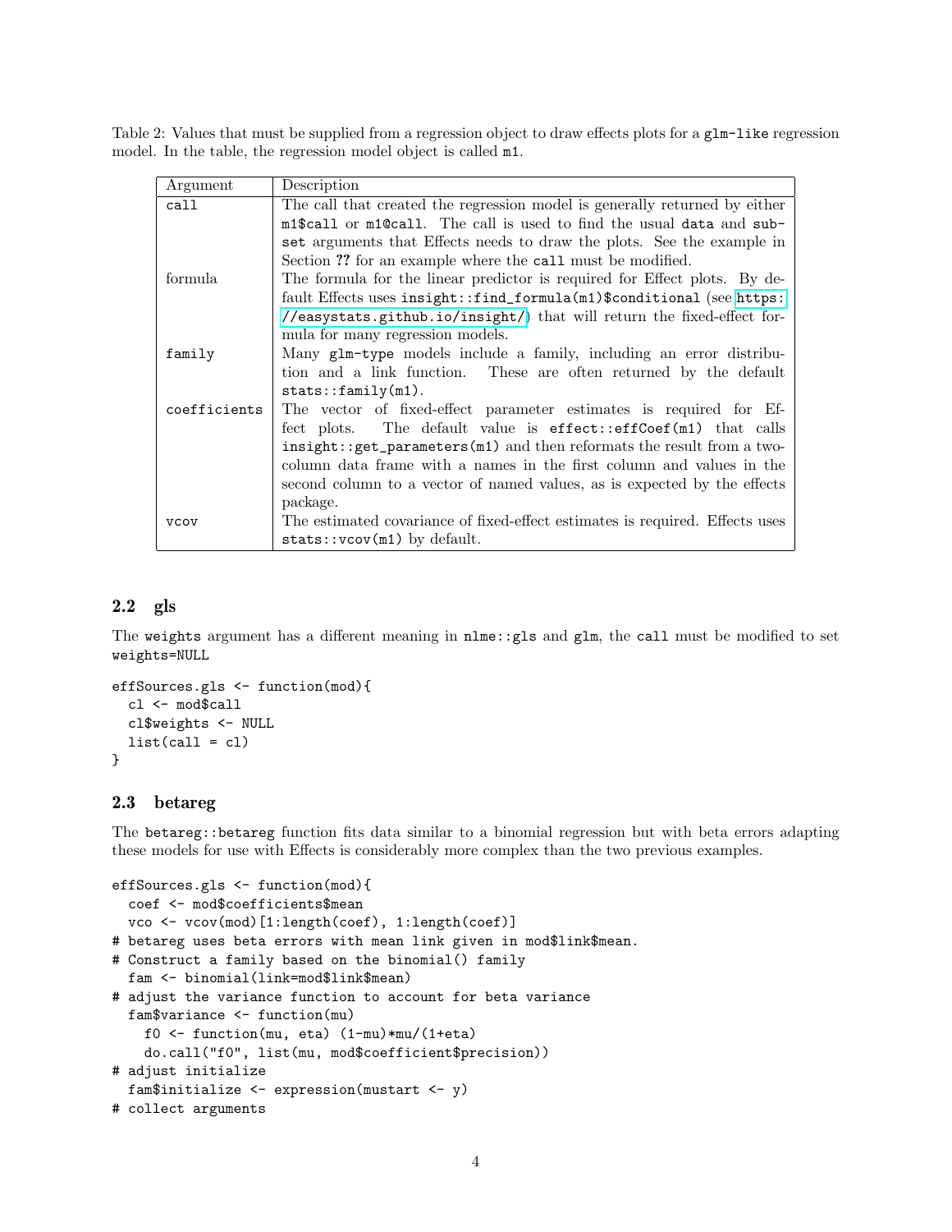Table 2: Values that must be supplied from a regression object to draw effects plots for a `glm-like` regression model. In the table, the regression model object is called `m1`.

| Argument | Description |
|---|---|
| `call` | The call that created the regression model is generally returned by either `m1$call` or `m1@call`. The call is used to find the usual `data` and `subset` arguments that Effects needs to draw the plots. See the example in Section **??** for an example where the `call` must be modified. |
| formula | The formula for the linear predictor is required for Effect plots. By default Effects uses `insight::find_formula(m1)$conditional` (see https://easystats.github.io/insight/) that will return the fixed-effect formula for many regression models. |
| `family` | Many `glm-type` models include a family, including an error distribution and a link function. These are often returned by the default `stats::family(m1)`. |
| `coefficients` | The vector of fixed-effect parameter estimates is required for Effect plots. The default value is `effect::effCoef(m1)` that calls `insight::get_parameters(m1)` and then reformats the result from a two-column data frame with a names in the first column and values in the second column to a vector of named values, as is expected by the effects package. |
| `vcov` | The estimated covariance of fixed-effect estimates is required. Effects uses `stats::vcov(m1)` by default. |

## 2.2 gls

The `weights` argument has a different meaning in `nlme::gls` and `glm`, the `call` must be modified to set `weights=NULL`

```
effSources.gls <- function(mod){
  cl <- mod$call
  cl$weights <- NULL
  list(call = cl)
}
```

## 2.3 betareg

The `betareg::betareg` function fits data similar to a binomial regression but with beta errors adapting these models for use with Effects is considerably more complex than the two previous examples.

```
effSources.gls <- function(mod){
  coef <- mod$coefficients$mean
  vco <- vcov(mod)[1:length(coef), 1:length(coef)]
# betareg uses beta errors with mean link given in mod$link$mean.
# Construct a family based on the binomial() family
  fam <- binomial(link=mod$link$mean)
# adjust the variance function to account for beta variance
  fam$variance <- function(mu)
    f0 <- function(mu, eta) (1-mu)*mu/(1+eta)
    do.call("f0", list(mu, mod$coefficient$precision))
# adjust initialize
  fam$initialize <- expression(mustart <- y)
# collect arguments
```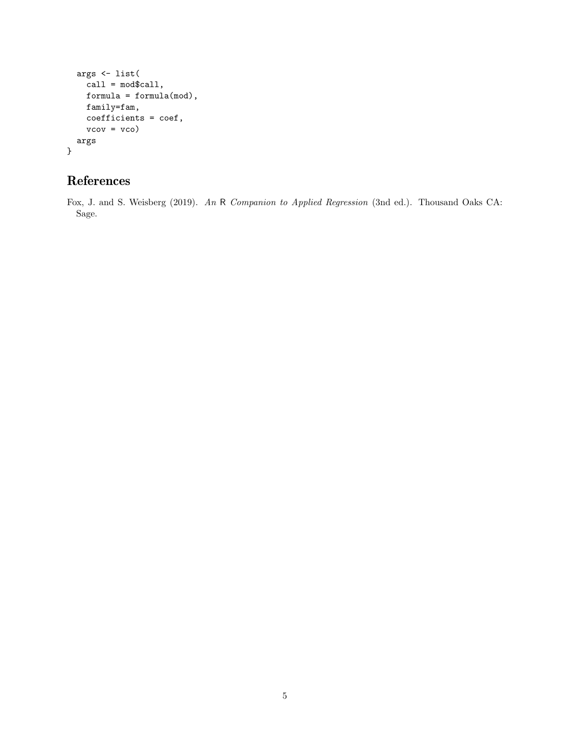```
  args <- list(
    call = mod$call,
    formula = formula(mod),
    family=fam,
    coefficients = coef,
    vcov = vco)
  args
}
```

## References

Fox, J. and S. Weisberg (2019). *An* R *Companion to Applied Regression* (3nd ed.). Thousand Oaks CA: Sage.